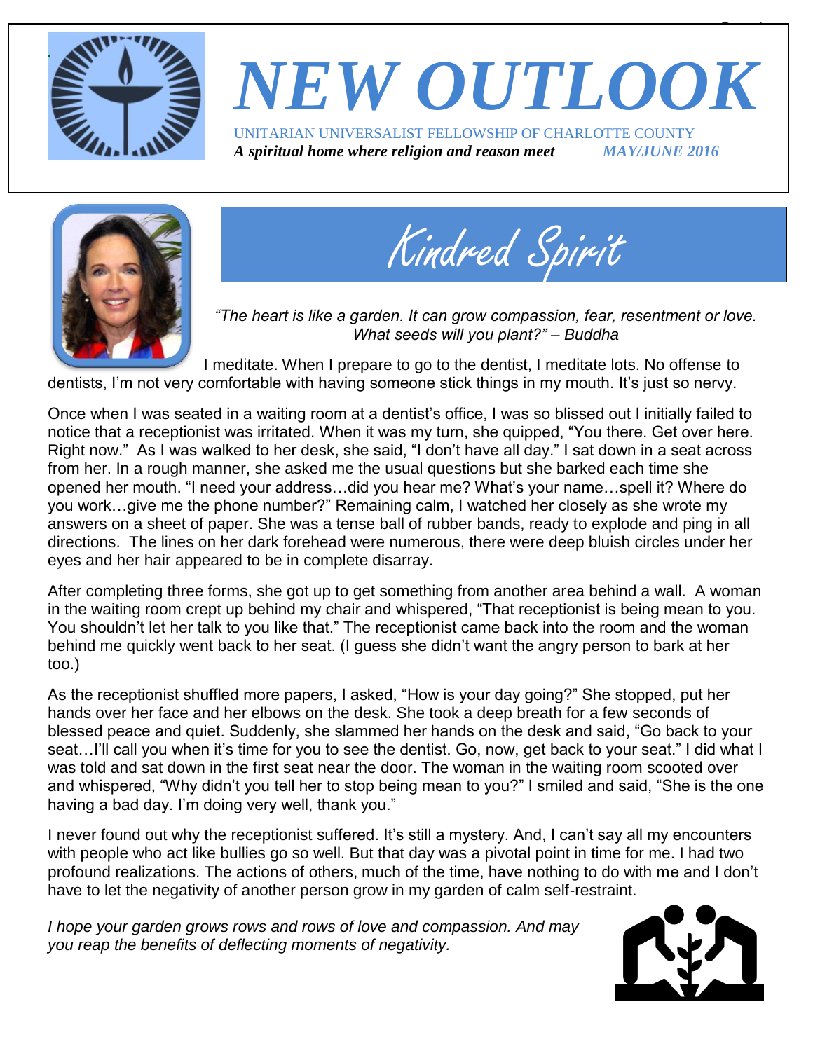# NEW OUTLOOK

UNITARIAN UNIVERSALIST FELLOWSHIP OF CHARLOTTE COUNTY

*A spiritual home where religion and reason meet* *MAY/JUNE 2016*

## Kindred Spirit

*"The heart is like a garden. It can grow compassion, fear, resentment or love. What seeds will you plant?" – Buddha*

I meditate. When I prepare to go to the dentist, I meditate lots. No offense to dentists, I'm not very comfortable with having someone stick things in my mouth. It's just so nervy.

Once when I was seated in a waiting room at a dentist's office, I was so blissed out I initially failed to notice that a receptionist was irritated. When it was my turn, she quipped, "You there. Get over here. Right now." As I was walked to her desk, she said, "I don't have all day." I sat down in a seat across from her. In a rough manner, she asked me the usual questions but she barked each time she opened her mouth. "I need your address…did you hear me? What's your name…spell it? Where do you work…give me the phone number?" Remaining calm, I watched her closely as she wrote my answers on a sheet of paper. She was a tense ball of rubber bands, ready to explode and ping in all directions. The lines on her dark forehead were numerous, there were deep bluish circles under her eyes and her hair appeared to be in complete disarray.

After completing three forms, she got up to get something from another area behind a wall. A woman in the waiting room crept up behind my chair and whispered, "That receptionist is being mean to you. You shouldn't let her talk to you like that." The receptionist came back into the room and the woman behind me quickly went back to her seat. (I guess she didn't want the angry person to bark at her too.)

As the receptionist shuffled more papers, I asked, "How is your day going?" She stopped, put her hands over her face and her elbows on the desk. She took a deep breath for a few seconds of blessed peace and quiet. Suddenly, she slammed her hands on the desk and said, "Go back to your seat…I'll call you when it's time for you to see the dentist. Go, now, get back to your seat." I did what I was told and sat down in the first seat near the door. The woman in the waiting room scooted over and whispered, "Why didn't you tell her to stop being mean to you?" I smiled and said, "She is the one having a bad day. I'm doing very well, thank you."

I never found out why the receptionist suffered. It's still a mystery. And, I can't say all my encounters with people who act like bullies go so well. But that day was a pivotal point in time for me. I had two profound realizations. The actions of others, much of the time, have nothing to do with me and I don't have to let the negativity of another person grow in my garden of calm self-restraint.

*I hope your garden grows rows and rows of love and compassion. And may you reap the benefits of deflecting moments of negativity.*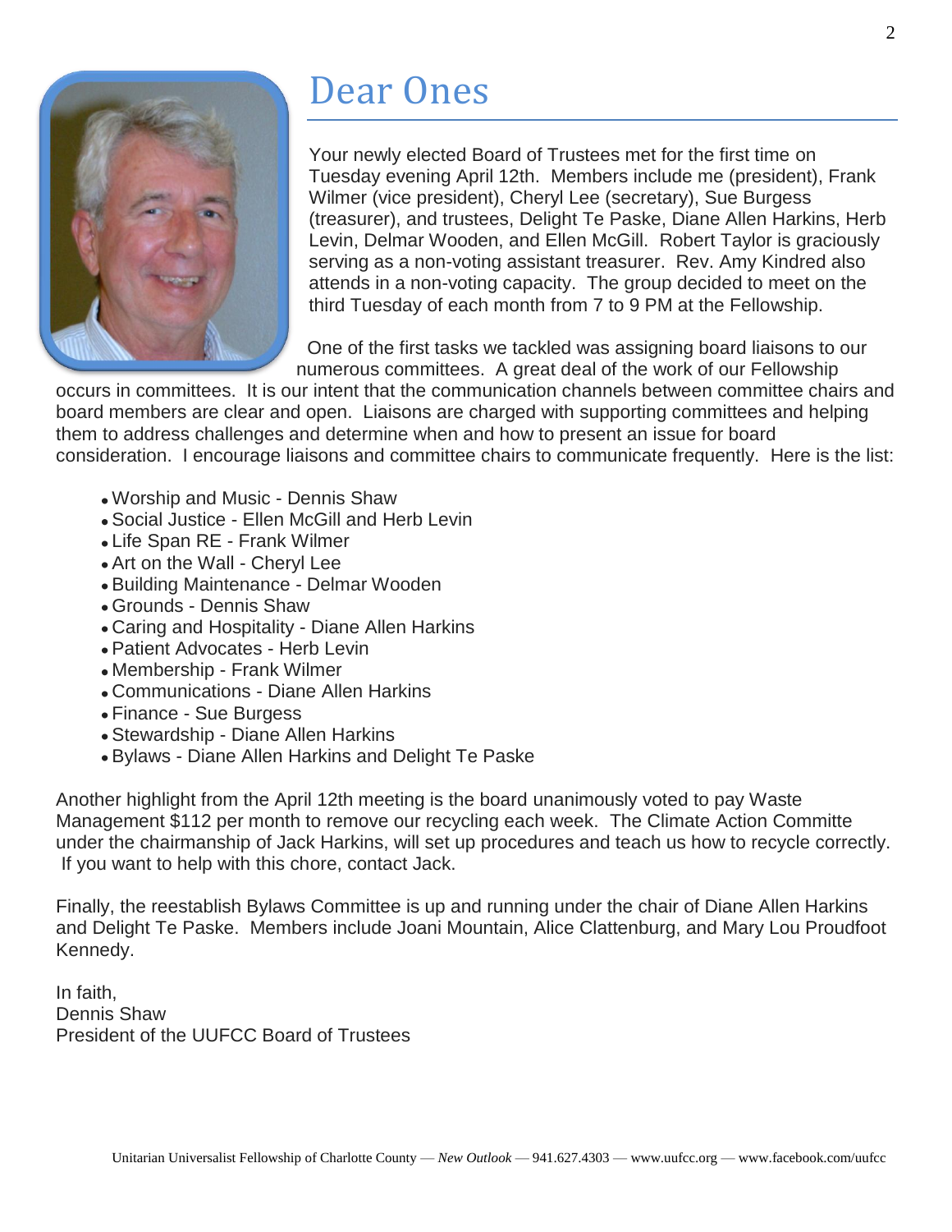# Dear Ones

Your newly elected Board of Trustees met for the first time on Tuesday evening April 12th. Members include me (president), Frank Wilmer (vice president), Cheryl Lee (secretary), Sue Burgess (treasurer), and trustees, Delight Te Paske, Diane Allen Harkins, Herb Levin, Delmar Wooden, and Ellen McGill. Robert Taylor is graciously serving as a non-voting assistant treasurer. Rev. Amy Kindred also attends in a non-voting capacity. The group decided to meet on the third Tuesday of each month from 7 to 9 PM at the Fellowship.

One of the first tasks we tackled was assigning board liaisons to our numerous committees. A great deal of the work of our Fellowship occurs in committees. It is our intent that the communication channels between committee chairs and board members are clear and open. Liaisons are charged with supporting committees and helping them to address challenges and determine when and how to present an issue for board consideration. I encourage liaisons and committee chairs to communicate frequently. Here is the list:

- Worship and Music - Dennis Shaw
- Social Justice - Ellen McGill and Herb Levin
- Life Span RE - Frank Wilmer
- Art on the Wall - Cheryl Lee
- Building Maintenance - Delmar Wooden
- Grounds - Dennis Shaw
- Caring and Hospitality - Diane Allen Harkins
- Patient Advocates - Herb Levin
- Membership - Frank Wilmer
- Communications - Diane Allen Harkins
- Finance - Sue Burgess
- Stewardship - Diane Allen Harkins
- Bylaws - Diane Allen Harkins and Delight Te Paske

Another highlight from the April 12th meeting is the board unanimously voted to pay Waste Management $112 per month to remove our recycling each week. The Climate Action Committe under the chairmanship of Jack Harkins, will set up procedures and teach us how to recycle correctly. If you want to help with this chore, contact Jack.

Finally, the reestablish Bylaws Committee is up and running under the chair of Diane Allen Harkins and Delight Te Paske. Members include Joani Mountain, Alice Clattenburg, and Mary Lou Proudfoot Kennedy.

In faith,
Dennis Shaw
President of the UUFCC Board of Trustees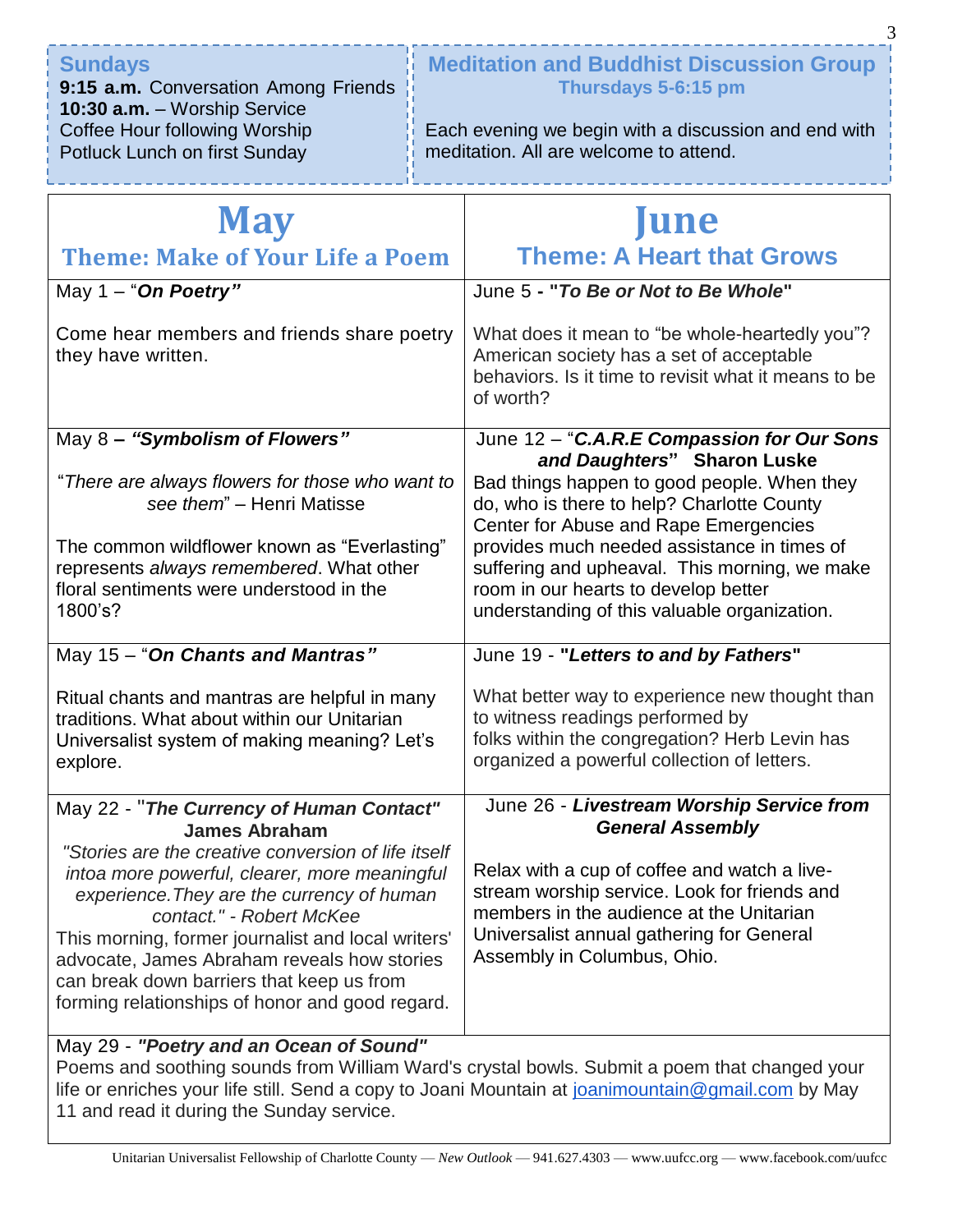## Sundays

**9:15 a.m.** Conversation Among Friends
**10:30 a.m.** – Worship Service
Coffee Hour following Worship
Potluck Lunch on first Sunday

## Meditation and Buddhist Discussion Group

**Thursdays 5-6:15 pm**

Each evening we begin with a discussion and end with meditation. All are welcome to attend.

# May

## Theme: Make of Your Life a Poem

May 1 – "***On Poetry"***

Come hear members and friends share poetry they have written.

May 8 **–** ***"Symbolism of Flowers"***

"*There are always flowers for those who want to see them*" – Henri Matisse

The common wildflower known as "Everlasting" represents *always remembered*. What other floral sentiments were understood in the 1800's?

May 15 – "***On Chants and Mantras"***

Ritual chants and mantras are helpful in many traditions. What about within our Unitarian Universalist system of making meaning? Let's explore.

May 22 - "***The Currency of Human Contact"*** **James Abraham**

*"Stories are the creative conversion of life itself intoa more powerful, clearer, more meaningful experience.They are the currency of human contact." - Robert McKee*

This morning, former journalist and local writers' advocate, James Abraham reveals how stories can break down barriers that keep us from forming relationships of honor and good regard.

May 29 - ***"Poetry and an Ocean of Sound"***

Poems and soothing sounds from William Ward's crystal bowls. Submit a poem that changed your life or enriches your life still. Send a copy to Joani Mountain at joanimountain@gmail.com by May 11 and read it during the Sunday service.

# June

## Theme: A Heart that Grows

June 5 **- "*To Be or Not to Be Whole*"**

What does it mean to "be whole-heartedly you"? American society has a set of acceptable behaviors. Is it time to revisit what it means to be of worth?

June 12 – "***C.A.R.E Compassion for Our Sons and Daughters*"** **Sharon Luske**

Bad things happen to good people. When they do, who is there to help? Charlotte County Center for Abuse and Rape Emergencies provides much needed assistance in times of suffering and upheaval. This morning, we make room in our hearts to develop better understanding of this valuable organization.

June 19 - **"*Letters to and by Fathers*"**

What better way to experience new thought than to witness readings performed by folks within the congregation? Herb Levin has organized a powerful collection of letters.

June 26 - ***Livestream Worship Service from General Assembly***

Relax with a cup of coffee and watch a live-stream worship service. Look for friends and members in the audience at the Unitarian Universalist annual gathering for General Assembly in Columbus, Ohio.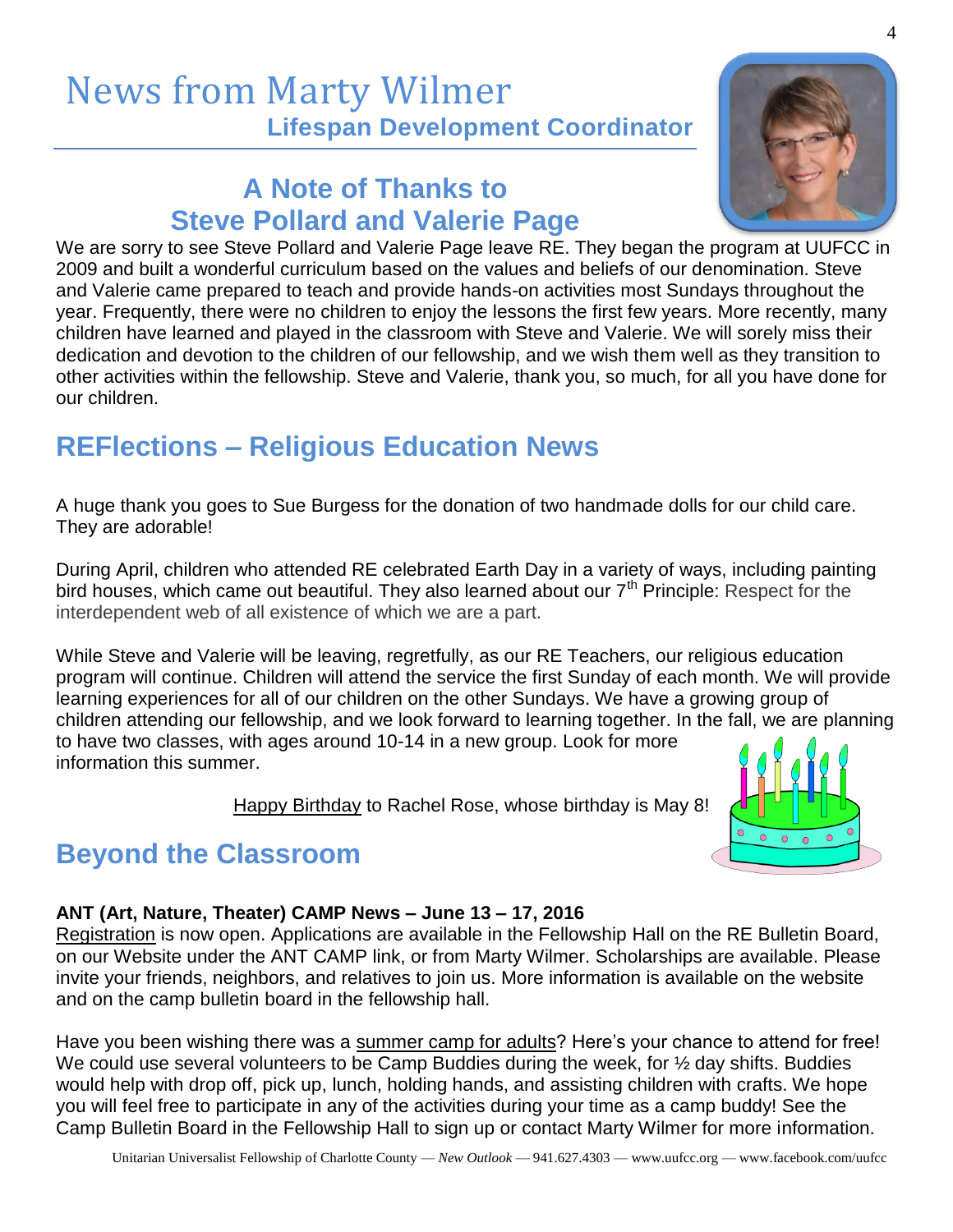# News from Marty Wilmer

**Lifespan Development Coordinator**

## A Note of Thanks to Steve Pollard and Valerie Page

We are sorry to see Steve Pollard and Valerie Page leave RE. They began the program at UUFCC in 2009 and built a wonderful curriculum based on the values and beliefs of our denomination. Steve and Valerie came prepared to teach and provide hands-on activities most Sundays throughout the year. Frequently, there were no children to enjoy the lessons the first few years. More recently, many children have learned and played in the classroom with Steve and Valerie. We will sorely miss their dedication and devotion to the children of our fellowship, and we wish them well as they transition to other activities within the fellowship. Steve and Valerie, thank you, so much, for all you have done for our children.

## REFlections – Religious Education News

A huge thank you goes to Sue Burgess for the donation of two handmade dolls for our child care. They are adorable!

During April, children who attended RE celebrated Earth Day in a variety of ways, including painting bird houses, which came out beautiful. They also learned about our 7th Principle: Respect for the interdependent web of all existence of which we are a part.

While Steve and Valerie will be leaving, regretfully, as our RE Teachers, our religious education program will continue. Children will attend the service the first Sunday of each month. We will provide learning experiences for all of our children on the other Sundays. We have a growing group of children attending our fellowship, and we look forward to learning together. In the fall, we are planning to have two classes, with ages around 10-14 in a new group. Look for more information this summer.

Happy Birthday to Rachel Rose, whose birthday is May 8!

## Beyond the Classroom

**ANT (Art, Nature, Theater) CAMP News – June 13 – 17, 2016**

Registration is now open. Applications are available in the Fellowship Hall on the RE Bulletin Board, on our Website under the ANT CAMP link, or from Marty Wilmer. Scholarships are available. Please invite your friends, neighbors, and relatives to join us. More information is available on the website and on the camp bulletin board in the fellowship hall.

Have you been wishing there was a summer camp for adults? Here's your chance to attend for free! We could use several volunteers to be Camp Buddies during the week, for ½ day shifts. Buddies would help with drop off, pick up, lunch, holding hands, and assisting children with crafts. We hope you will feel free to participate in any of the activities during your time as a camp buddy! See the Camp Bulletin Board in the Fellowship Hall to sign up or contact Marty Wilmer for more information.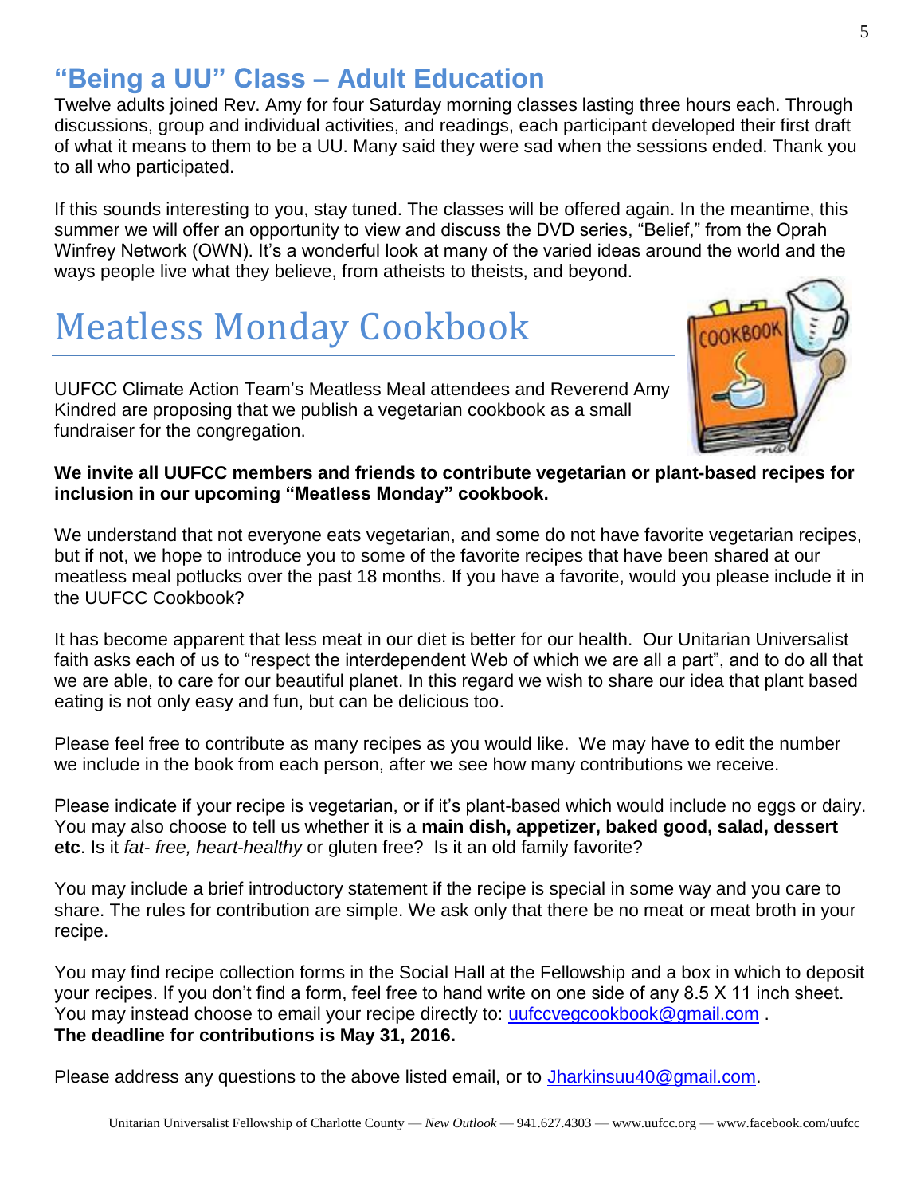## "Being a UU" Class – Adult Education

Twelve adults joined Rev. Amy for four Saturday morning classes lasting three hours each. Through discussions, group and individual activities, and readings, each participant developed their first draft of what it means to them to be a UU. Many said they were sad when the sessions ended. Thank you to all who participated.

If this sounds interesting to you, stay tuned. The classes will be offered again. In the meantime, this summer we will offer an opportunity to view and discuss the DVD series, "Belief," from the Oprah Winfrey Network (OWN). It's a wonderful look at many of the varied ideas around the world and the ways people live what they believe, from atheists to theists, and beyond.

# Meatless Monday Cookbook

UUFCC Climate Action Team's Meatless Meal attendees and Reverend Amy Kindred are proposing that we publish a vegetarian cookbook as a small fundraiser for the congregation.

**We invite all UUFCC members and friends to contribute vegetarian or plant-based recipes for inclusion in our upcoming "Meatless Monday" cookbook.**

We understand that not everyone eats vegetarian, and some do not have favorite vegetarian recipes, but if not, we hope to introduce you to some of the favorite recipes that have been shared at our meatless meal potlucks over the past 18 months. If you have a favorite, would you please include it in the UUFCC Cookbook?

It has become apparent that less meat in our diet is better for our health. Our Unitarian Universalist faith asks each of us to "respect the interdependent Web of which we are all a part", and to do all that we are able, to care for our beautiful planet. In this regard we wish to share our idea that plant based eating is not only easy and fun, but can be delicious too.

Please feel free to contribute as many recipes as you would like. We may have to edit the number we include in the book from each person, after we see how many contributions we receive.

Please indicate if your recipe is vegetarian, or if it's plant-based which would include no eggs or dairy. You may also choose to tell us whether it is a **main dish, appetizer, baked good, salad, dessert etc**. Is it *fat- free, heart-healthy* or gluten free? Is it an old family favorite?

You may include a brief introductory statement if the recipe is special in some way and you care to share. The rules for contribution are simple. We ask only that there be no meat or meat broth in your recipe.

You may find recipe collection forms in the Social Hall at the Fellowship and a box in which to deposit your recipes. If you don't find a form, feel free to hand write on one side of any 8.5 X 11 inch sheet. You may instead choose to email your recipe directly to: uufccvegcookbook@gmail.com .
**The deadline for contributions is May 31, 2016.**

Please address any questions to the above listed email, or to Jharkinsuu40@gmail.com.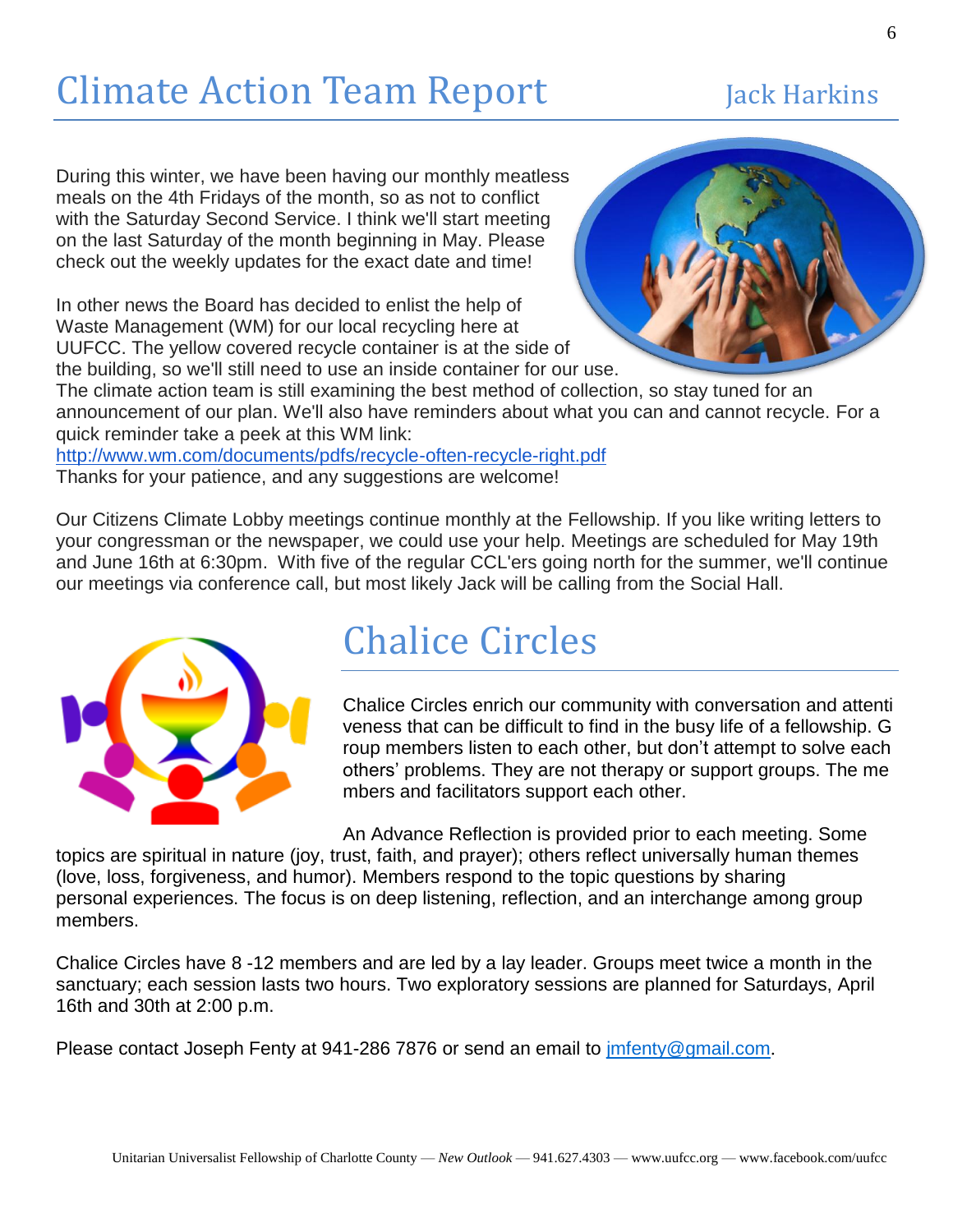# Climate Action Team Report

Jack Harkins

During this winter, we have been having our monthly meatless meals on the 4th Fridays of the month, so as not to conflict with the Saturday Second Service. I think we'll start meeting on the last Saturday of the month beginning in May. Please check out the weekly updates for the exact date and time!

In other news the Board has decided to enlist the help of Waste Management (WM) for our local recycling here at UUFCC. The yellow covered recycle container is at the side of the building, so we'll still need to use an inside container for our use. The climate action team is still examining the best method of collection, so stay tuned for an announcement of our plan. We'll also have reminders about what you can and cannot recycle. For a quick reminder take a peek at this WM link:
http://www.wm.com/documents/pdfs/recycle-often-recycle-right.pdf
Thanks for your patience, and any suggestions are welcome!

Our Citizens Climate Lobby meetings continue monthly at the Fellowship. If you like writing letters to your congressman or the newspaper, we could use your help. Meetings are scheduled for May 19th and June 16th at 6:30pm. With five of the regular CCL'ers going north for the summer, we'll continue our meetings via conference call, but most likely Jack will be calling from the Social Hall.

# Chalice Circles

Chalice Circles enrich our community with conversation and attentiveness that can be difficult to find in the busy life of a fellowship. Group members listen to each other, but don't attempt to solve each others' problems. They are not therapy or support groups. The members and facilitators support each other.

An Advance Reflection is provided prior to each meeting. Some topics are spiritual in nature (joy, trust, faith, and prayer); others reflect universally human themes (love, loss, forgiveness, and humor). Members respond to the topic questions by sharing personal experiences. The focus is on deep listening, reflection, and an interchange among group members.

Chalice Circles have 8 -12 members and are led by a lay leader. Groups meet twice a month in the sanctuary; each session lasts two hours. Two exploratory sessions are planned for Saturdays, April 16th and 30th at 2:00 p.m.

Please contact Joseph Fenty at 941-286 7876 or send an email to jmfenty@gmail.com.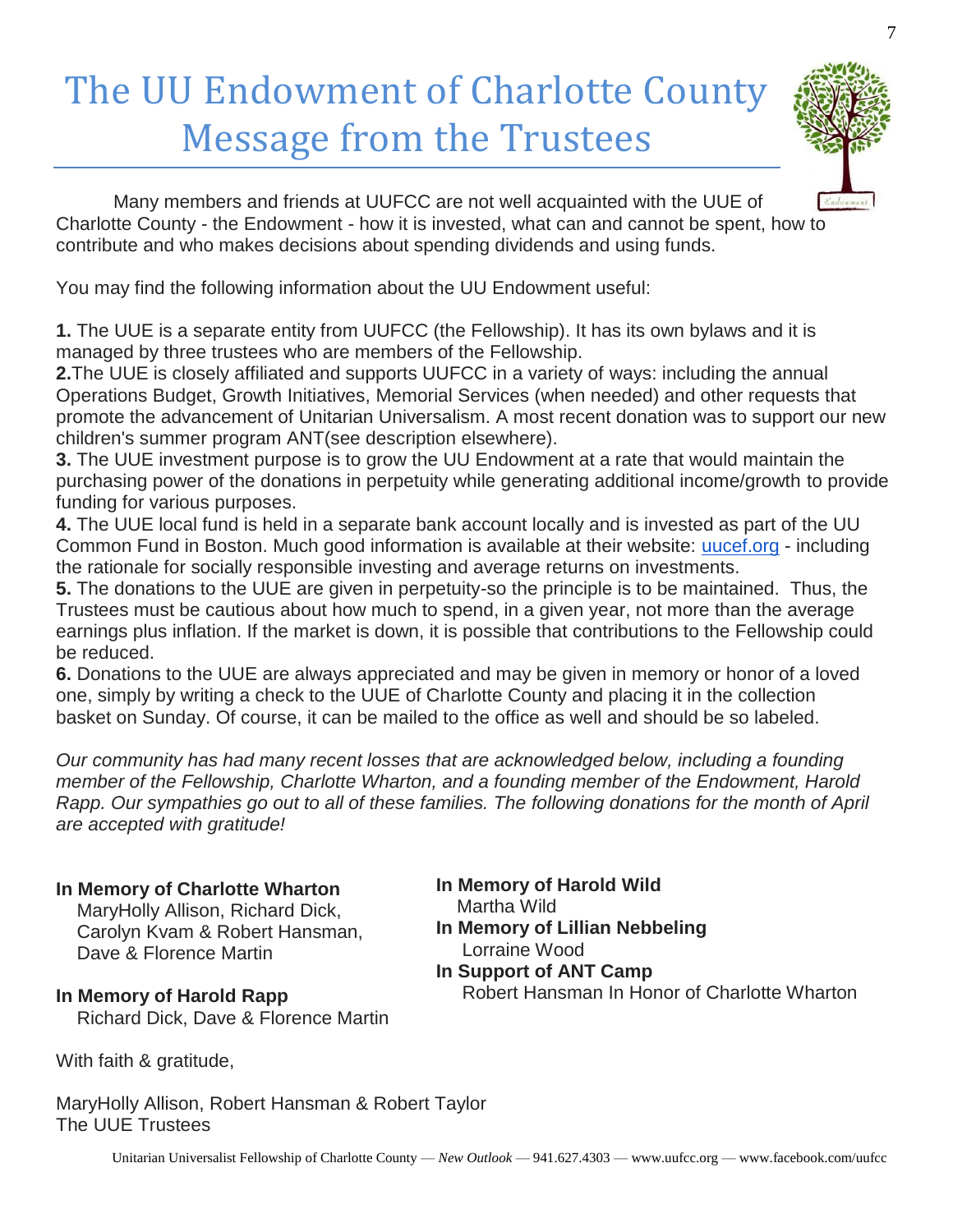# The UU Endowment of Charlotte County Message from the Trustees

Many members and friends at UUFCC are not well acquainted with the UUE of Charlotte County - the Endowment - how it is invested, what can and cannot be spent, how to contribute and who makes decisions about spending dividends and using funds.

You may find the following information about the UU Endowment useful:

**1.** The UUE is a separate entity from UUFCC (the Fellowship). It has its own bylaws and it is managed by three trustees who are members of the Fellowship.
**2.** The UUE is closely affiliated and supports UUFCC in a variety of ways: including the annual Operations Budget, Growth Initiatives, Memorial Services (when needed) and other requests that promote the advancement of Unitarian Universalism. A most recent donation was to support our new children's summer program ANT(see description elsewhere).
**3.** The UUE investment purpose is to grow the UU Endowment at a rate that would maintain the purchasing power of the donations in perpetuity while generating additional income/growth to provide funding for various purposes.
**4.** The UUE local fund is held in a separate bank account locally and is invested as part of the UU Common Fund in Boston. Much good information is available at their website: uucef.org - including the rationale for socially responsible investing and average returns on investments.
**5.** The donations to the UUE are given in perpetuity-so the principle is to be maintained. Thus, the Trustees must be cautious about how much to spend, in a given year, not more than the average earnings plus inflation. If the market is down, it is possible that contributions to the Fellowship could be reduced.
**6.** Donations to the UUE are always appreciated and may be given in memory or honor of a loved one, simply by writing a check to the UUE of Charlotte County and placing it in the collection basket on Sunday. Of course, it can be mailed to the office as well and should be so labeled.

*Our community has had many recent losses that are acknowledged below, including a founding member of the Fellowship, Charlotte Wharton, and a founding member of the Endowment, Harold Rapp. Our sympathies go out to all of these families. The following donations for the month of April are accepted with gratitude!*

**In Memory of Charlotte Wharton**
MaryHolly Allison, Richard Dick,
Carolyn Kvam & Robert Hansman,
Dave & Florence Martin

**In Memory of Harold Rapp**
Richard Dick, Dave & Florence Martin

**In Memory of Harold Wild**
Martha Wild

**In Memory of Lillian Nebbeling**
Lorraine Wood

**In Support of ANT Camp**
Robert Hansman In Honor of Charlotte Wharton

With faith & gratitude,

MaryHolly Allison, Robert Hansman & Robert Taylor
The UUE Trustees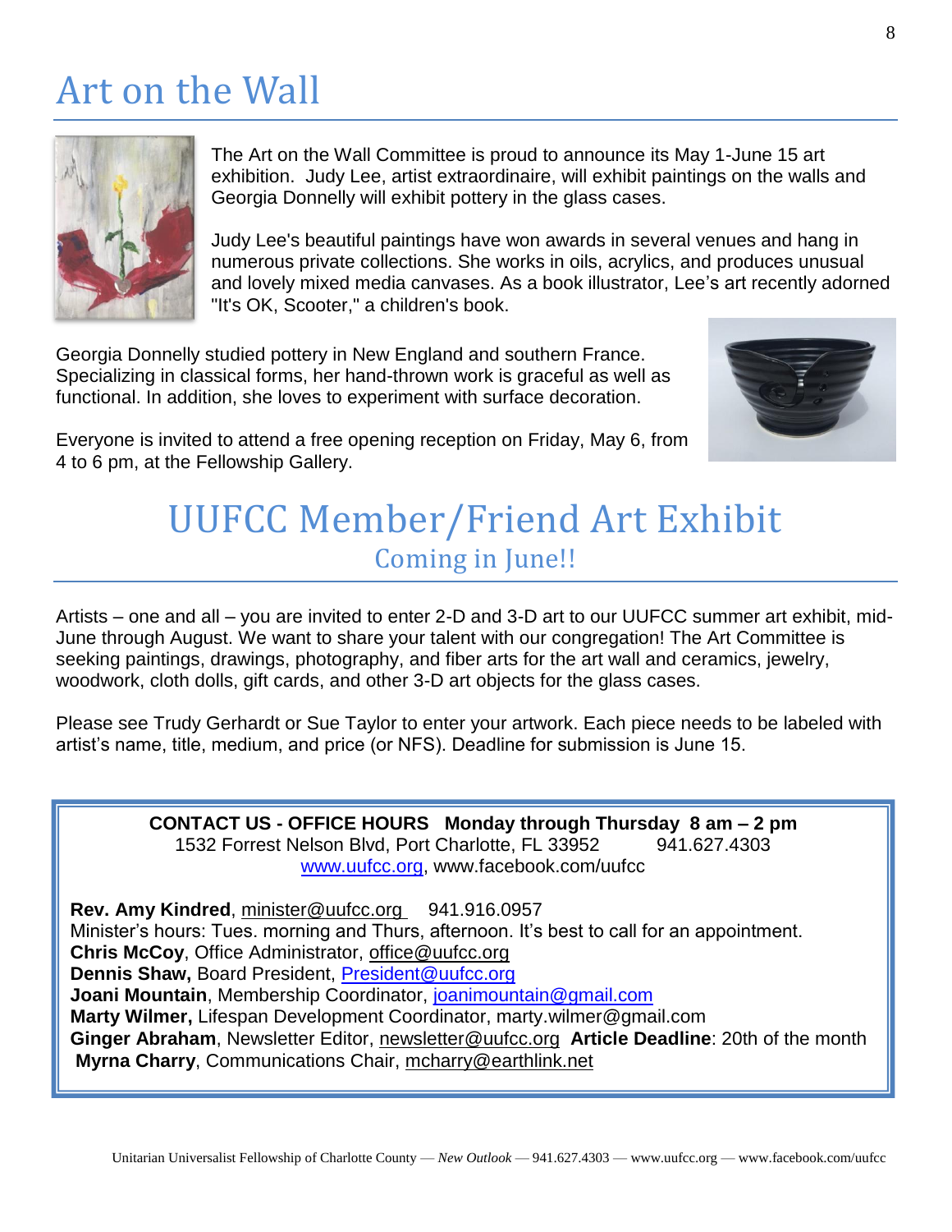# Art on the Wall

The Art on the Wall Committee is proud to announce its May 1-June 15 art exhibition. Judy Lee, artist extraordinaire, will exhibit paintings on the walls and Georgia Donnelly will exhibit pottery in the glass cases.

Judy Lee's beautiful paintings have won awards in several venues and hang in numerous private collections. She works in oils, acrylics, and produces unusual and lovely mixed media canvases. As a book illustrator, Lee's art recently adorned "It's OK, Scooter," a children's book.

Georgia Donnelly studied pottery in New England and southern France. Specializing in classical forms, her hand-thrown work is graceful as well as functional. In addition, she loves to experiment with surface decoration.

Everyone is invited to attend a free opening reception on Friday, May 6, from 4 to 6 pm, at the Fellowship Gallery.

# UUFCC Member/Friend Art Exhibit

## Coming in June!!

Artists – one and all – you are invited to enter 2-D and 3-D art to our UUFCC summer art exhibit, mid-June through August. We want to share your talent with our congregation! The Art Committee is seeking paintings, drawings, photography, and fiber arts for the art wall and ceramics, jewelry, woodwork, cloth dolls, gift cards, and other 3-D art objects for the glass cases.

Please see Trudy Gerhardt or Sue Taylor to enter your artwork. Each piece needs to be labeled with artist's name, title, medium, and price (or NFS). Deadline for submission is June 15.

**CONTACT US - OFFICE HOURS Monday through Thursday 8 am – 2 pm**
1532 Forrest Nelson Blvd, Port Charlotte, FL 33952 941.627.4303
www.uufcc.org, www.facebook.com/uufcc

**Rev. Amy Kindred**, minister@uufcc.org 941.916.0957
Minister's hours: Tues. morning and Thurs, afternoon. It's best to call for an appointment.
**Chris McCoy**, Office Administrator, office@uufcc.org
**Dennis Shaw,** Board President, President@uufcc.org
**Joani Mountain**, Membership Coordinator, joanimountain@gmail.com
**Marty Wilmer,** Lifespan Development Coordinator, marty.wilmer@gmail.com
**Ginger Abraham**, Newsletter Editor, newsletter@uufcc.org **Article Deadline**: 20th of the month
**Myrna Charry**, Communications Chair, mcharry@earthlink.net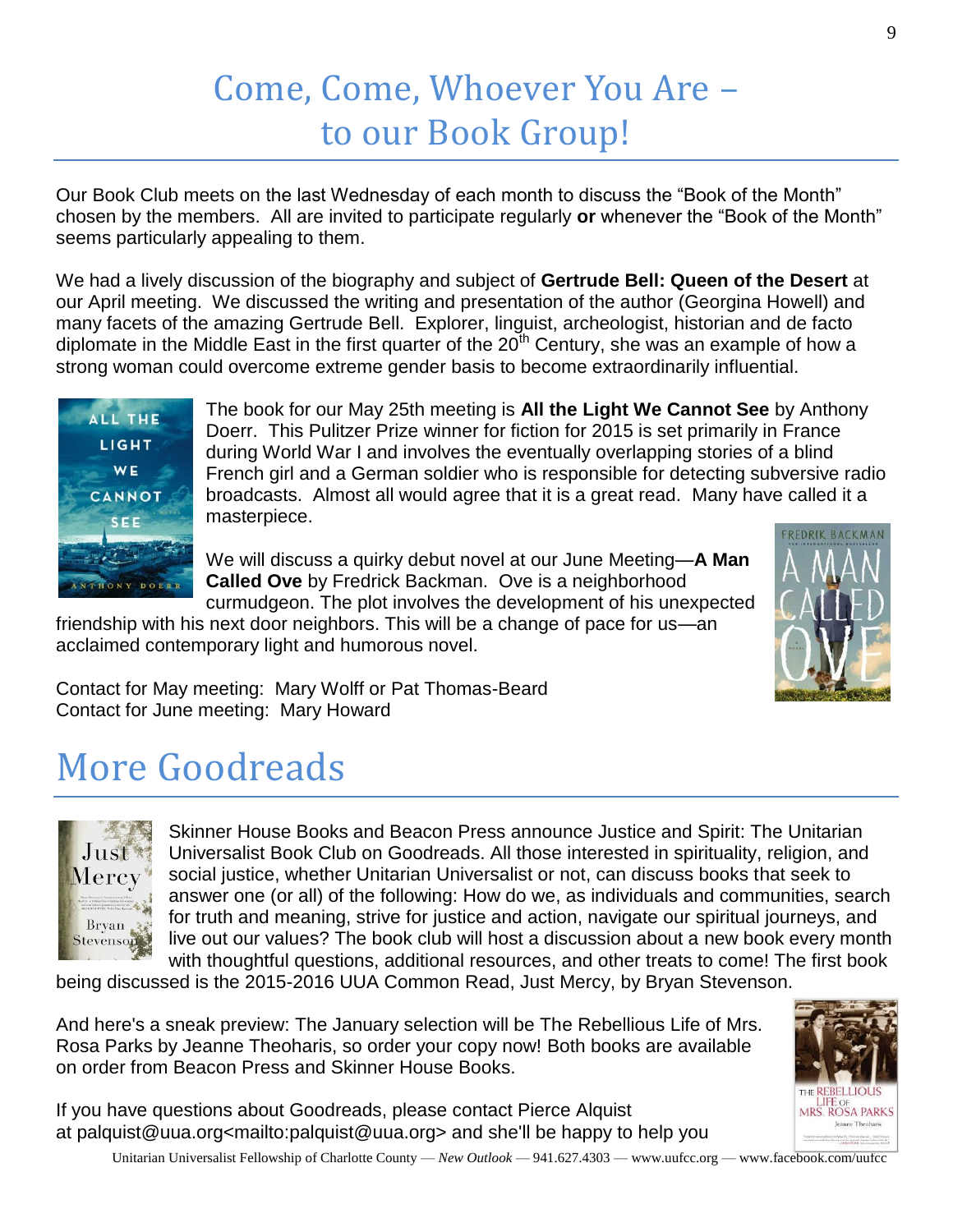# Come, Come, Whoever You Are – to our Book Group!

Our Book Club meets on the last Wednesday of each month to discuss the "Book of the Month" chosen by the members. All are invited to participate regularly **or** whenever the "Book of the Month" seems particularly appealing to them.

We had a lively discussion of the biography and subject of **Gertrude Bell: Queen of the Desert** at our April meeting. We discussed the writing and presentation of the author (Georgina Howell) and many facets of the amazing Gertrude Bell. Explorer, linguist, archeologist, historian and de facto diplomate in the Middle East in the first quarter of the 20th Century, she was an example of how a strong woman could overcome extreme gender basis to become extraordinarily influential.

The book for our May 25th meeting is **All the Light We Cannot See** by Anthony Doerr. This Pulitzer Prize winner for fiction for 2015 is set primarily in France during World War I and involves the eventually overlapping stories of a blind French girl and a German soldier who is responsible for detecting subversive radio broadcasts. Almost all would agree that it is a great read. Many have called it a masterpiece.

We will discuss a quirky debut novel at our June Meeting—**A Man Called Ove** by Fredrick Backman. Ove is a neighborhood curmudgeon. The plot involves the development of his unexpected friendship with his next door neighbors. This will be a change of pace for us—an acclaimed contemporary light and humorous novel.

Contact for May meeting: Mary Wolff or Pat Thomas-Beard
Contact for June meeting: Mary Howard

# More Goodreads

Skinner House Books and Beacon Press announce Justice and Spirit: The Unitarian Universalist Book Club on Goodreads. All those interested in spirituality, religion, and social justice, whether Unitarian Universalist or not, can discuss books that seek to answer one (or all) of the following: How do we, as individuals and communities, search for truth and meaning, strive for justice and action, navigate our spiritual journeys, and live out our values? The book club will host a discussion about a new book every month with thoughtful questions, additional resources, and other treats to come! The first book being discussed is the 2015-2016 UUA Common Read, Just Mercy, by Bryan Stevenson.

And here's a sneak preview: The January selection will be The Rebellious Life of Mrs. Rosa Parks by Jeanne Theoharis, so order your copy now! Both books are available on order from Beacon Press and Skinner House Books.

If you have questions about Goodreads, please contact Pierce Alquist at palquist@uua.org<mailto:palquist@uua.org> and she'll be happy to help you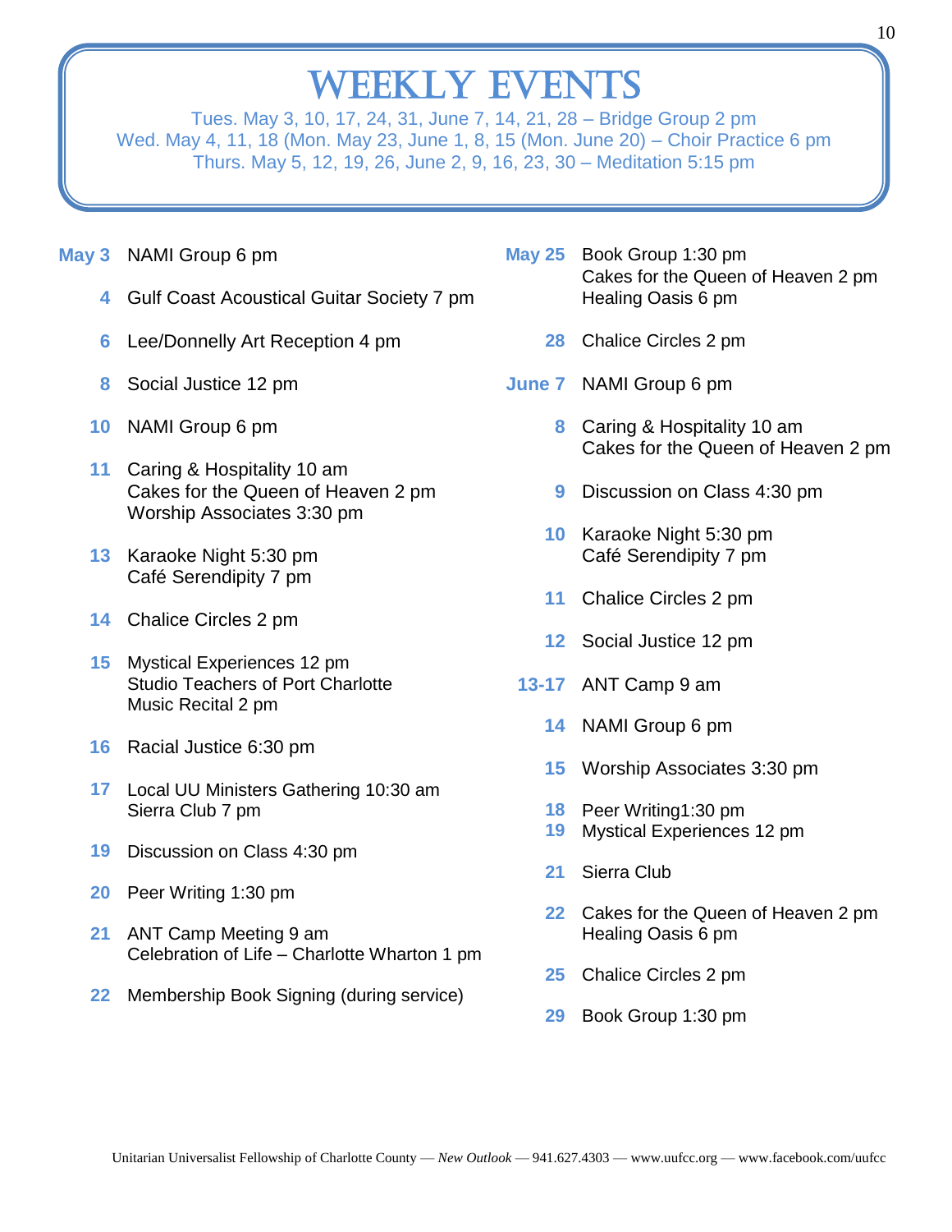# WEEKLY EVENTS

Tues. May 3, 10, 17, 24, 31, June 7, 14, 21, 28 – Bridge Group 2 pm
Wed. May 4, 11, 18 (Mon. May 23, June 1, 8, 15 (Mon. June 20) – Choir Practice 6 pm
Thurs. May 5, 12, 19, 26, June 2, 9, 16, 23, 30 – Meditation 5:15 pm

**May 3** NAMI Group 6 pm

**4** Gulf Coast Acoustical Guitar Society 7 pm

**6** Lee/Donnelly Art Reception 4 pm

**8** Social Justice 12 pm

**10** NAMI Group 6 pm

**11** Caring & Hospitality 10 am
Cakes for the Queen of Heaven 2 pm
Worship Associates 3:30 pm

**13** Karaoke Night 5:30 pm
Café Serendipity 7 pm

**14** Chalice Circles 2 pm

**15** Mystical Experiences 12 pm
Studio Teachers of Port Charlotte
Music Recital 2 pm

**16** Racial Justice 6:30 pm

**17** Local UU Ministers Gathering 10:30 am
Sierra Club 7 pm

**19** Discussion on Class 4:30 pm

**20** Peer Writing 1:30 pm

**21** ANT Camp Meeting 9 am
Celebration of Life – Charlotte Wharton 1 pm

**22** Membership Book Signing (during service)

**May 25** Book Group 1:30 pm
Cakes for the Queen of Heaven 2 pm
Healing Oasis 6 pm

**28** Chalice Circles 2 pm

**June 7** NAMI Group 6 pm

**8** Caring & Hospitality 10 am
Cakes for the Queen of Heaven 2 pm

**9** Discussion on Class 4:30 pm

**10** Karaoke Night 5:30 pm
Café Serendipity 7 pm

**11** Chalice Circles 2 pm

**12** Social Justice 12 pm

**13-17** ANT Camp 9 am

**14** NAMI Group 6 pm

**15** Worship Associates 3:30 pm

**18** Peer Writing1:30 pm

**19** Mystical Experiences 12 pm

**21** Sierra Club

**22** Cakes for the Queen of Heaven 2 pm
Healing Oasis 6 pm

**25** Chalice Circles 2 pm

**29** Book Group 1:30 pm